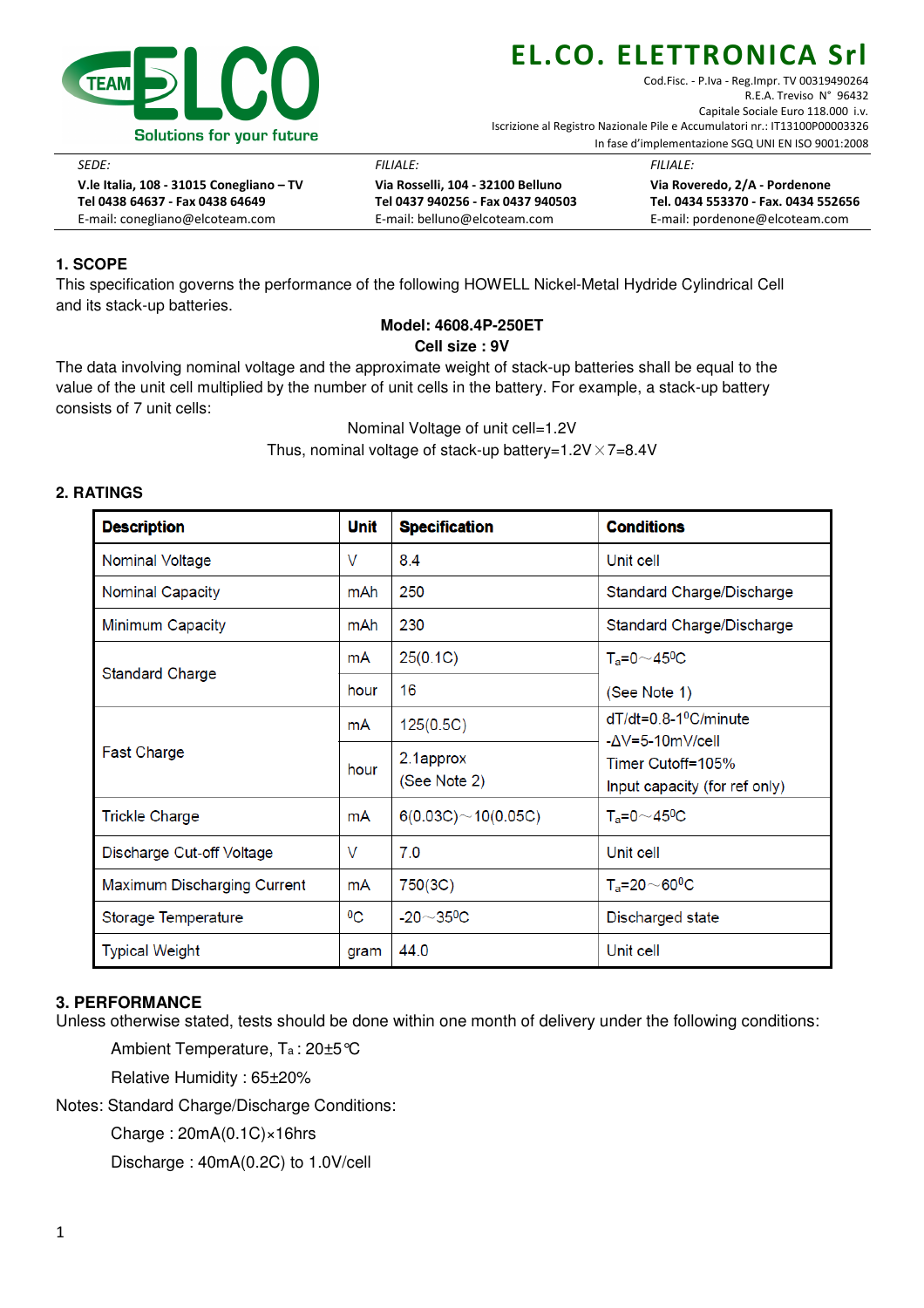# EL.CO. ELETTRONICA Srl

TEAM ELCO — Solutions for your future

Cod.Fisc. - P.Iva - Reg.Impr. TV 00319490264
R.E.A. Treviso N° 96432
Capitale Sociale Euro 118.000 i.v.
Iscrizione al Registro Nazionale Pile e Accumulatori nr.: IT13100P00003326
In fase d'implementazione SGQ UNI EN ISO 9001:2008

*SEDE:*
**V.le Italia, 108 - 31015 Conegliano – TV**
**Tel 0438 64637 - Fax 0438 64649**
E-mail: conegliano@elcoteam.com

*FILIALE:*
**Via Rosselli, 104 - 32100 Belluno**
**Tel 0437 940256 - Fax 0437 940503**
E-mail: belluno@elcoteam.com

*FILIALE:*
**Via Roveredo, 2/A - Pordenone**
**Tel. 0434 553370 - Fax. 0434 552656**
E-mail: pordenone@elcoteam.com

## 1. SCOPE

This specification governs the performance of the following HOWELL Nickel-Metal Hydride Cylindrical Cell and its stack-up batteries.

**Model: 4608.4P-250ET**

**Cell size : 9V**

The data involving nominal voltage and the approximate weight of stack-up batteries shall be equal to the value of the unit cell multiplied by the number of unit cells in the battery. For example, a stack-up battery consists of 7 unit cells:

Nominal Voltage of unit cell=1.2V

Thus, nominal voltage of stack-up battery=1.2V×7=8.4V

## 2. RATINGS

| Description | Unit | Specification | Conditions |
|---|---|---|---|
| Nominal Voltage | V | 8.4 | Unit cell |
| Nominal Capacity | mAh | 250 | Standard Charge/Discharge |
| Minimum Capacity | mAh | 230 | Standard Charge/Discharge |
| Standard Charge | mA | 25(0.1C) | $T_a$=0～45⁰C |
| | hour | 16 | (See Note 1) |
| Fast Charge | mA | 125(0.5C) | dT/dt=0.8-1⁰C/minute<br>-ΔV=5-10mV/cell |
| | hour | 2.1approx<br>(See Note 2) | Timer Cutoff=105%<br>Input capacity (for ref only) |
| Trickle Charge | mA | 6(0.03C)～10(0.05C) | $T_a$=0～45⁰C |
| Discharge Cut-off Voltage | V | 7.0 | Unit cell |
| Maximum Discharging Current | mA | 750(3C) | $T_a$=20～60⁰C |
| Storage Temperature | ⁰C | -20～35⁰C | Discharged state |
| Typical Weight | gram | 44.0 | Unit cell |

## 3. PERFORMANCE

Unless otherwise stated, tests should be done within one month of delivery under the following conditions:

Ambient Temperature, $T_a$ : 20±5℃

Relative Humidity : 65±20%

Notes: Standard Charge/Discharge Conditions:

Charge : 20mA(0.1C)×16hrs

Discharge : 40mA(0.2C) to 1.0V/cell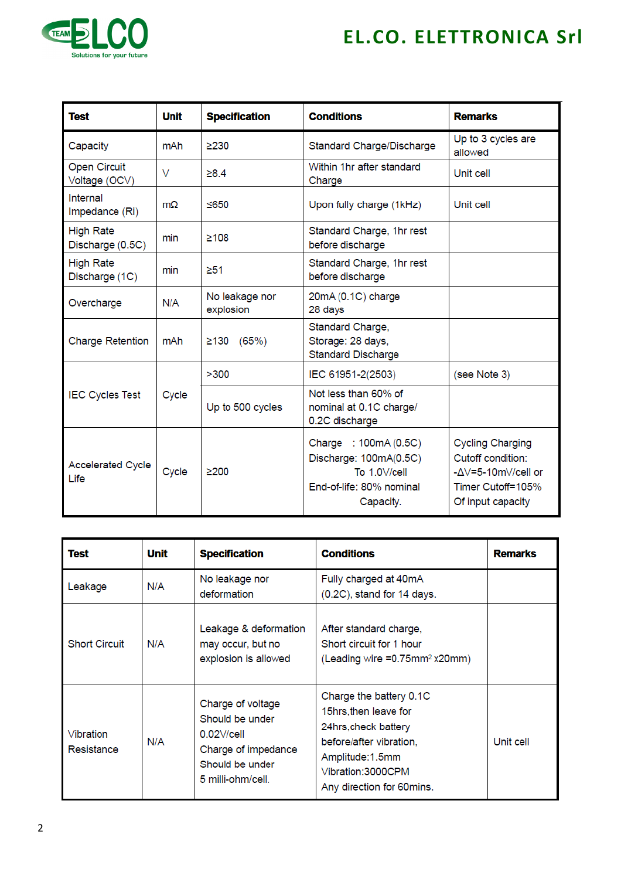| Test | Unit | Specification | Conditions | Remarks |
|---|---|---|---|---|
| Capacity | mAh | ≥230 | Standard Charge/Discharge | Up to 3 cycles are allowed |
| Open Circuit Voltage (OCV) | V | ≥8.4 | Within 1hr after standard Charge | Unit cell |
| Internal Impedance (Ri) | mΩ | ≤650 | Upon fully charge (1kHz) | Unit cell |
| High Rate Discharge (0.5C) | min | ≥108 | Standard Charge, 1hr rest before discharge | |
| High Rate Discharge (1C) | min | ≥51 | Standard Charge, 1hr rest before discharge | |
| Overcharge | N/A | No leakage nor explosion | 20mA (0.1C) charge 28 days | |
| Charge Retention | mAh | ≥130 (65%) | Standard Charge, Storage: 28 days, Standard Discharge | |
| IEC Cycles Test | Cycle | >300 | IEC 61951-2(2503) | (see Note 3) |
| | | Up to 500 cycles | Not less than 60% of nominal at 0.1C charge/ 0.2C discharge | |
| Accelerated Cycle Life | Cycle | ≥200 | Charge : 100mA (0.5C) Discharge: 100mA(0.5C) To 1.0V/cell End-of-life: 80% nominal Capacity. | Cycling Charging Cutoff condition: -ΔV=5-10mV/cell or Timer Cutoff=105% Of input capacity |

| Test | Unit | Specification | Conditions | Remarks |
|---|---|---|---|---|
| Leakage | N/A | No leakage nor deformation | Fully charged at 40mA (0.2C), stand for 14 days. | |
| Short Circuit | N/A | Leakage & deformation may occur, but no explosion is allowed | After standard charge, Short circuit for 1 hour (Leading wire =0.75mm² x20mm) | |
| Vibration Resistance | N/A | Charge of voltage Should be under 0.02V/cell Charge of impedance Should be under 5 milli-ohm/cell. | Charge the battery 0.1C 15hrs,then leave for 24hrs,check battery before/after vibration, Amplitude:1.5mm Vibration:3000CPM Any direction for 60mins. | Unit cell |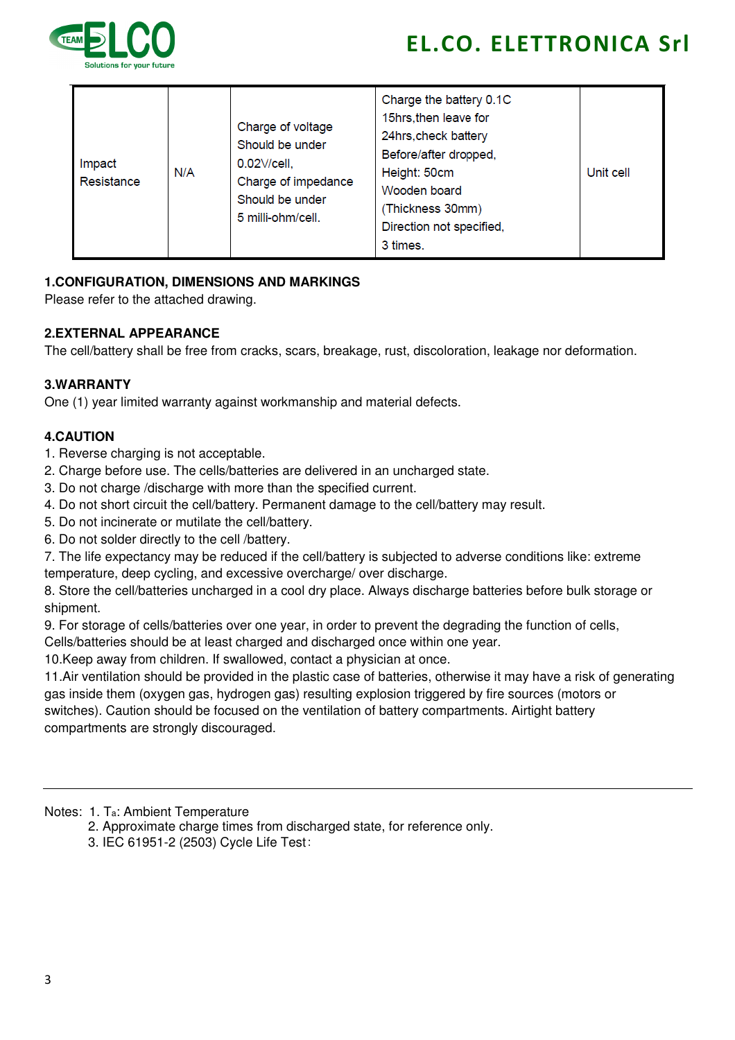| Impact Resistance | N/A | Charge of voltage Should be under 0.02V/cell, Charge of impedance Should be under 5 milli-ohm/cell. | Charge the battery 0.1C 15hrs,then leave for 24hrs,check battery Before/after dropped, Height: 50cm Wooden board (Thickness 30mm) Direction not specified, 3 times. | Unit cell |
|---|---|---|---|---|

## 1.CONFIGURATION, DIMENSIONS AND MARKINGS

Please refer to the attached drawing.

## 2.EXTERNAL APPEARANCE

The cell/battery shall be free from cracks, scars, breakage, rust, discoloration, leakage nor deformation.

## 3.WARRANTY

One (1) year limited warranty against workmanship and material defects.

## 4.CAUTION

1. Reverse charging is not acceptable.
2. Charge before use. The cells/batteries are delivered in an uncharged state.
3. Do not charge /discharge with more than the specified current.
4. Do not short circuit the cell/battery. Permanent damage to the cell/battery may result.
5. Do not incinerate or mutilate the cell/battery.
6. Do not solder directly to the cell /battery.
7. The life expectancy may be reduced if the cell/battery is subjected to adverse conditions like: extreme temperature, deep cycling, and excessive overcharge/ over discharge.
8. Store the cell/batteries uncharged in a cool dry place. Always discharge batteries before bulk storage or shipment.
9. For storage of cells/batteries over one year, in order to prevent the degrading the function of cells, Cells/batteries should be at least charged and discharged once within one year.
10. Keep away from children. If swallowed, contact a physician at once.
11. Air ventilation should be provided in the plastic case of batteries, otherwise it may have a risk of generating gas inside them (oxygen gas, hydrogen gas) resulting explosion triggered by fire sources (motors or switches). Caution should be focused on the ventilation of battery compartments. Airtight battery compartments are strongly discouraged.

---

Notes: 1. $T_a$: Ambient Temperature

2. Approximate charge times from discharged state, for reference only.
3. IEC 61951-2 (2503) Cycle Life Test：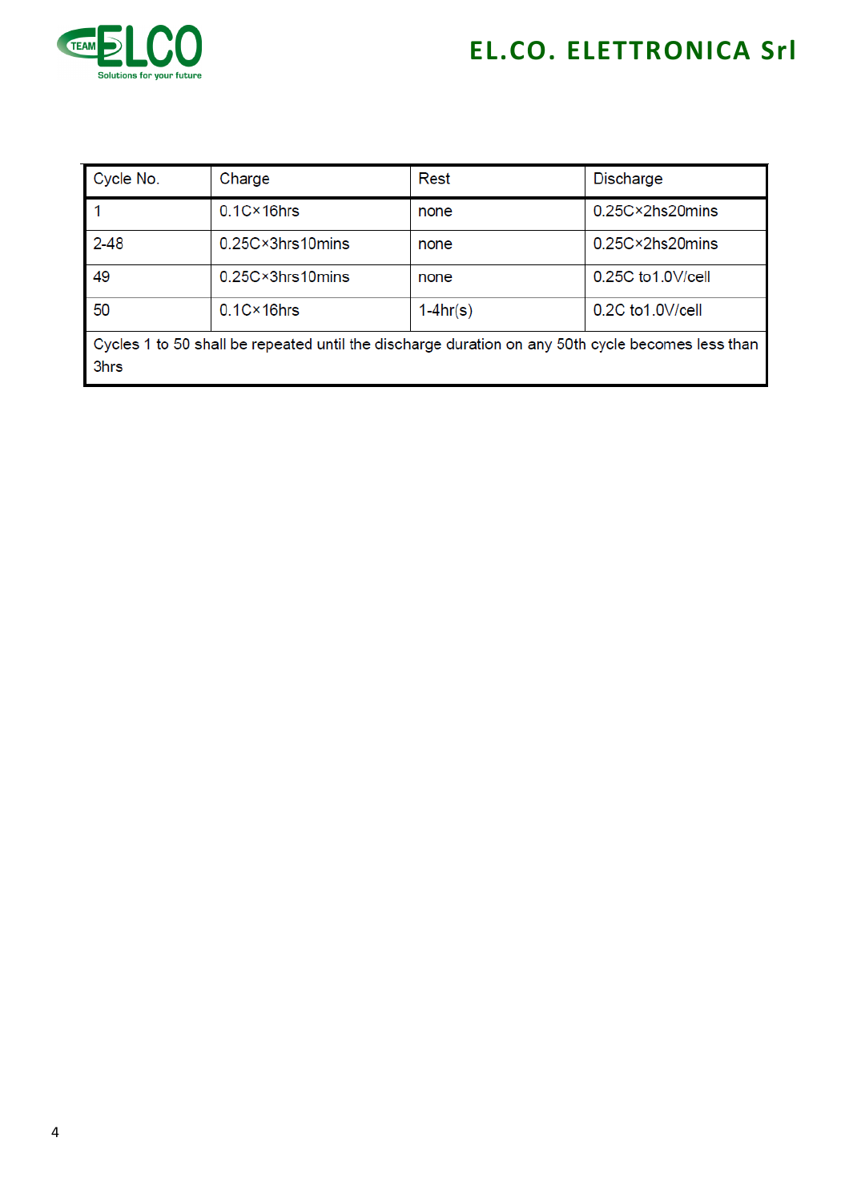| Cycle No. | Charge | Rest | Discharge |
|---|---|---|---|
| 1 | 0.1C×16hrs | none | 0.25C×2hs20mins |
| 2-48 | 0.25C×3hrs10mins | none | 0.25C×2hs20mins |
| 49 | 0.25C×3hrs10mins | none | 0.25C to1.0V/cell |
| 50 | 0.1C×16hrs | 1-4hr(s) | 0.2C to1.0V/cell |
| Cycles 1 to 50 shall be repeated until the discharge duration on any 50th cycle becomes less than 3hrs | | | |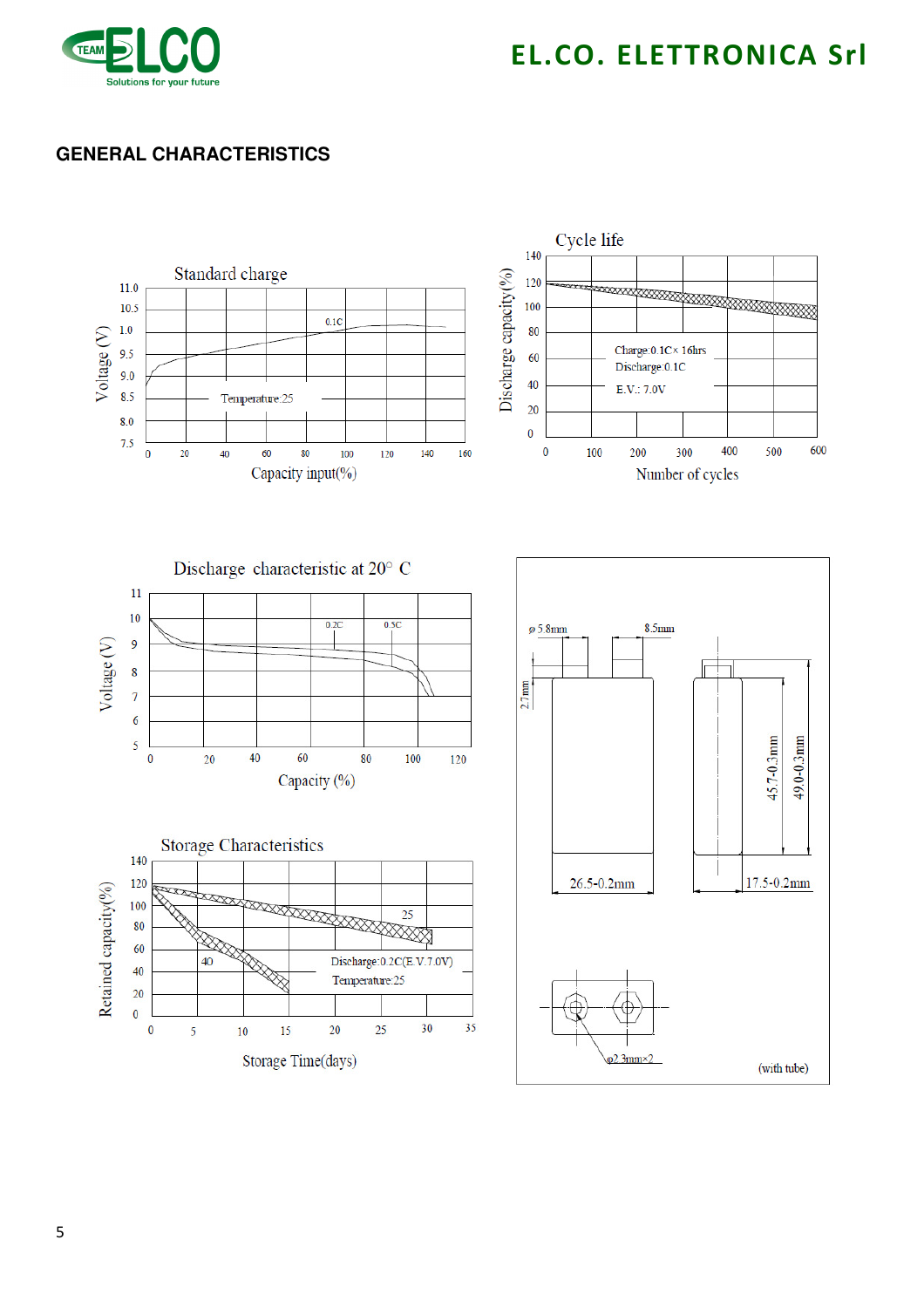## GENERAL CHARACTERISTICS

Standard charge

Voltage (V)

11.0
10.5
1.0
9.5
9.0
8.5
8.0
7.5

0.1C

Temperature:25

0 20 40 60 80 100 120 140 160

Capacity input(%)

Cycle life

Discharge capacity(%)

140
120
100
80
60
40
20
0

Charge:0.1C× 16hrs
Discharge:0.1C
E.V.: 7.0V

0 100 200 300 400 500 600

Number of cycles

Discharge characteristic at 20° C

Voltage (V)

11
10
9
8
7
6
5

0.2C
0.5C

0 20 40 60 80 100 120

Capacity (%)

Storage Characteristics

Retained capacity(%)

140
120
100
80
60
40
20
0

25
40

Discharge:0.2C(E.V.7.0V)
Temperature:25

0 5 10 15 20 25 30 35

Storage Time(days)

φ 5.8mm
8.5mm
2.7mm
45.7-0.3mm
49.0-0.3mm
26.5-0.2mm
17.5-0.2mm
φ2.3mm×2
(with tube)